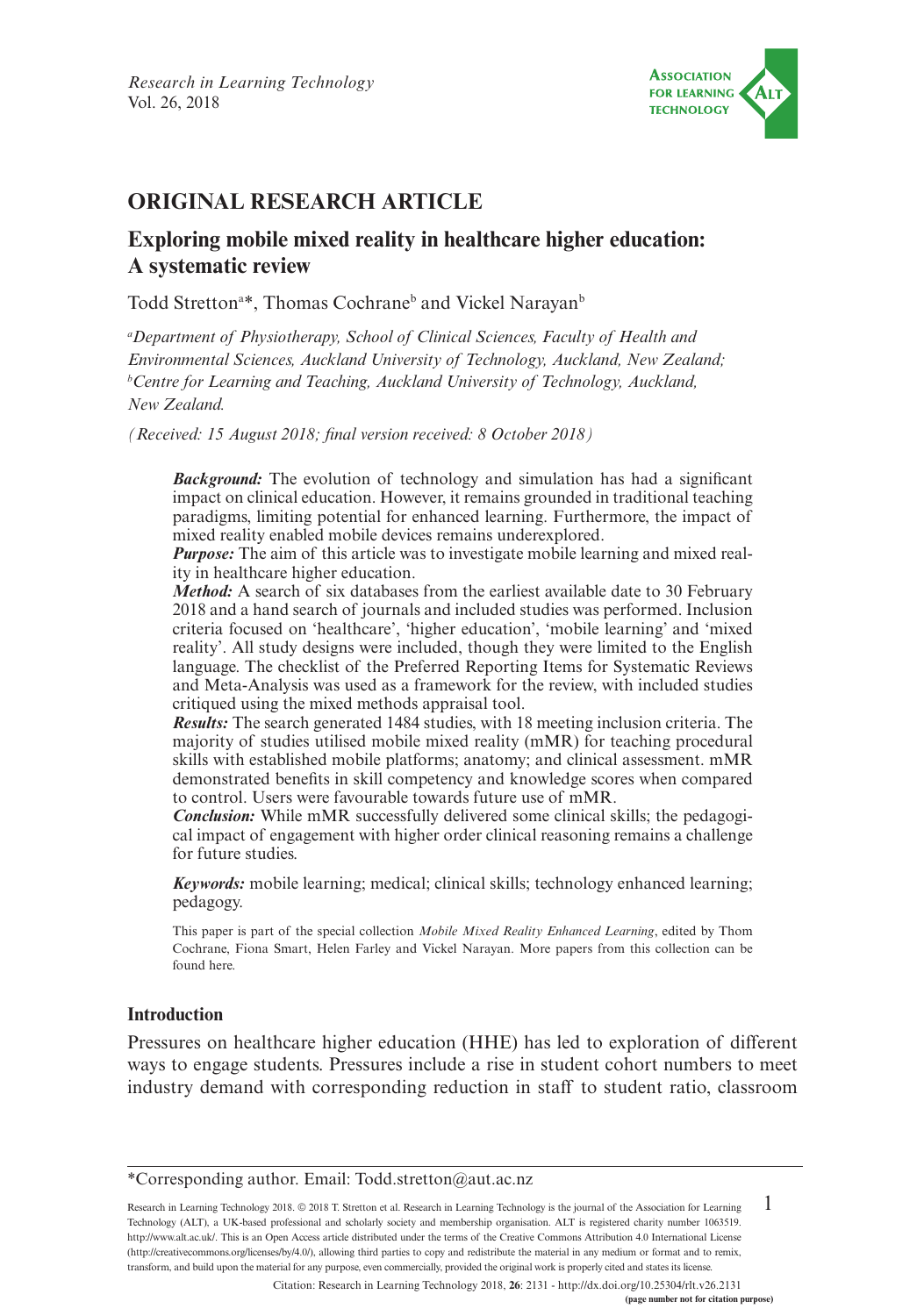## ORIGINAL RESEARCH ARTICLE

# Exploring mobile mixed reality in healthcare higher education: A systematic review

Todd Stretton[a]*, Thomas Cochrane[b] and Vickel Narayan[b]

[a]*Department of Physiotherapy, School of Clinical Sciences, Faculty of Health and Environmental Sciences, Auckland University of Technology, Auckland, New Zealand;* [b]*Centre for Learning and Teaching, Auckland University of Technology, Auckland, New Zealand.*

*(Received: 15 August 2018; final version received: 8 October 2018)*

> ***Background:*** The evolution of technology and simulation has had a significant impact on clinical education. However, it remains grounded in traditional teaching paradigms, limiting potential for enhanced learning. Furthermore, the impact of mixed reality enabled mobile devices remains underexplored.
>
> ***Purpose:*** The aim of this article was to investigate mobile learning and mixed reality in healthcare higher education.
>
> ***Method:*** A search of six databases from the earliest available date to 30 February 2018 and a hand search of journals and included studies was performed. Inclusion criteria focused on 'healthcare', 'higher education', 'mobile learning' and 'mixed reality'. All study designs were included, though they were limited to the English language. The checklist of the Preferred Reporting Items for Systematic Reviews and Meta-Analysis was used as a framework for the review, with included studies critiqued using the mixed methods appraisal tool.
>
> ***Results:*** The search generated 1484 studies, with 18 meeting inclusion criteria. The majority of studies utilised mobile mixed reality (mMR) for teaching procedural skills with established mobile platforms; anatomy; and clinical assessment. mMR demonstrated benefits in skill competency and knowledge scores when compared to control. Users were favourable towards future use of mMR.
>
> ***Conclusion:*** While mMR successfully delivered some clinical skills; the pedagogical impact of engagement with higher order clinical reasoning remains a challenge for future studies.
>
> ***Keywords:*** mobile learning; medical; clinical skills; technology enhanced learning; pedagogy.
>
> This paper is part of the special collection *Mobile Mixed Reality Enhanced Learning*, edited by Thom Cochrane, Fiona Smart, Helen Farley and Vickel Narayan. More papers from this collection can be found here.

## Introduction

Pressures on healthcare higher education (HHE) has led to exploration of different ways to engage students. Pressures include a rise in student cohort numbers to meet industry demand with corresponding reduction in staff to student ratio, classroom

*Corresponding author. Email: Todd.stretton@aut.ac.nz

Research in Learning Technology 2018. © 2018 T. Stretton et al. Research in Learning Technology is the journal of the Association for Learning Technology (ALT), a UK-based professional and scholarly society and membership organisation. ALT is registered charity number 1063519. http://www.alt.ac.uk/. This is an Open Access article distributed under the terms of the Creative Commons Attribution 4.0 International License (http://creativecommons.org/licenses/by/4.0/), allowing third parties to copy and redistribute the material in any medium or format and to remix, transform, and build upon the material for any purpose, even commercially, provided the original work is properly cited and states its license.

Citation: Research in Learning Technology 2018, **26**: 2131 - http://dx.doi.org/10.25304/rlt.v26.2131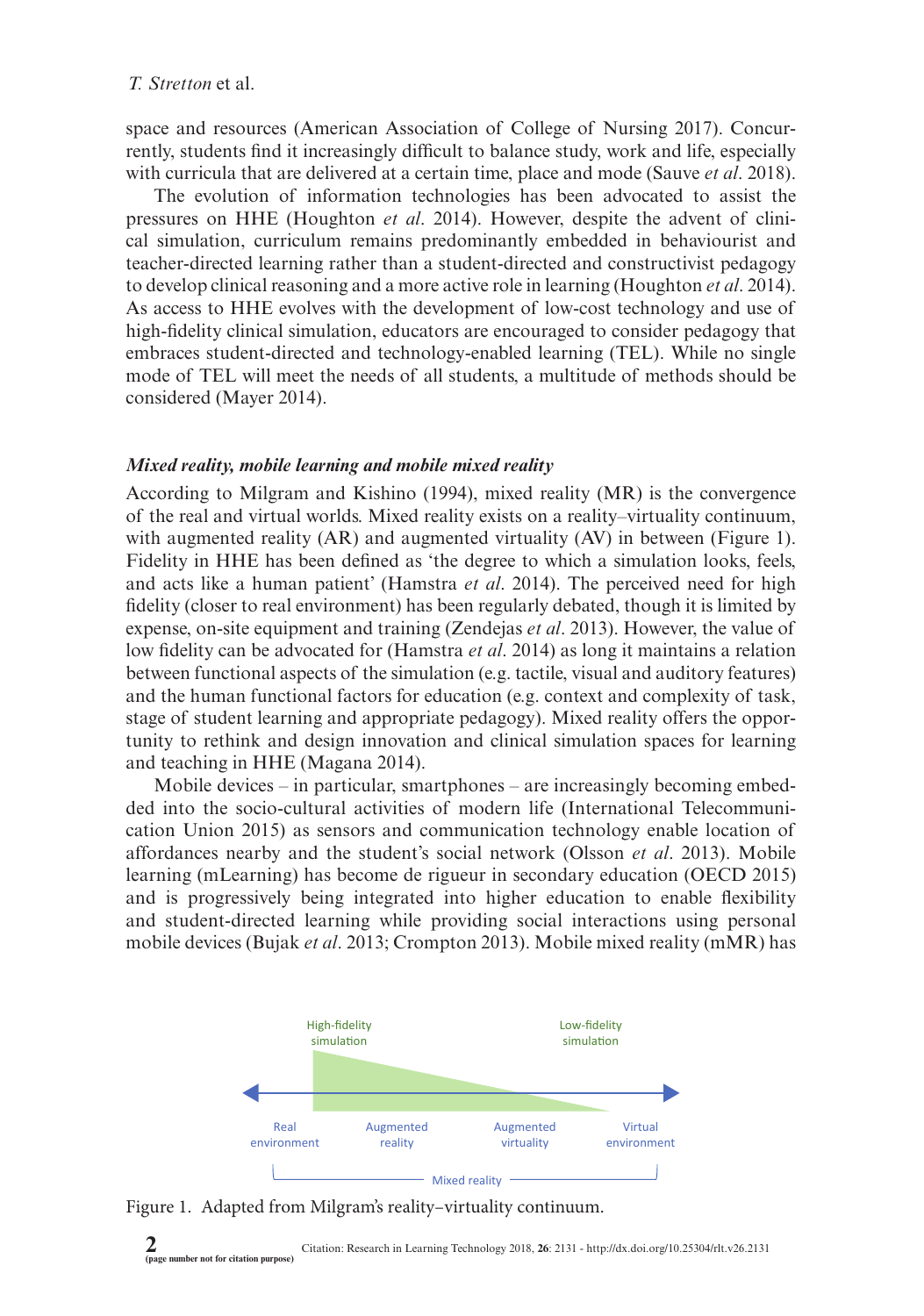space and resources (American Association of College of Nursing 2017). Concurrently, students find it increasingly difficult to balance study, work and life, especially with curricula that are delivered at a certain time, place and mode (Sauve *et al*. 2018).

The evolution of information technologies has been advocated to assist the pressures on HHE (Houghton *et al*. 2014). However, despite the advent of clinical simulation, curriculum remains predominantly embedded in behaviourist and teacher-directed learning rather than a student-directed and constructivist pedagogy to develop clinical reasoning and a more active role in learning (Houghton *et al*. 2014). As access to HHE evolves with the development of low-cost technology and use of high-fidelity clinical simulation, educators are encouraged to consider pedagogy that embraces student-directed and technology-enabled learning (TEL). While no single mode of TEL will meet the needs of all students, a multitude of methods should be considered (Mayer 2014).

### *Mixed reality, mobile learning and mobile mixed reality*

According to Milgram and Kishino (1994), mixed reality (MR) is the convergence of the real and virtual worlds. Mixed reality exists on a reality–virtuality continuum, with augmented reality (AR) and augmented virtuality (AV) in between (Figure 1). Fidelity in HHE has been defined as 'the degree to which a simulation looks, feels, and acts like a human patient' (Hamstra *et al*. 2014). The perceived need for high fidelity (closer to real environment) has been regularly debated, though it is limited by expense, on-site equipment and training (Zendejas *et al*. 2013). However, the value of low fidelity can be advocated for (Hamstra *et al*. 2014) as long as it maintains a relation between functional aspects of the simulation (e.g. tactile, visual and auditory features) and the human functional factors for education (e.g. context and complexity of task, stage of student learning and appropriate pedagogy). Mixed reality offers the opportunity to rethink and design innovation and clinical simulation spaces for learning and teaching in HHE (Magana 2014).

Mobile devices – in particular, smartphones – are increasingly becoming embedded into the socio-cultural activities of modern life (International Telecommunication Union 2015) as sensors and communication technology enable location of affordances nearby and the student's social network (Olsson *et al*. 2013). Mobile learning (mLearning) has become de rigueur in secondary education (OECD 2015) and is progressively being integrated into higher education to enable flexibility and student-directed learning while providing social interactions using personal mobile devices (Bujak *et al*. 2013; Crompton 2013). Mobile mixed reality (mMR) has

High-fidelity simulation | Low-fidelity simulation

Real environment | Augmented reality | Augmented virtuality | Virtual environment

Mixed reality

Figure 1. Adapted from Milgram's reality–virtuality continuum.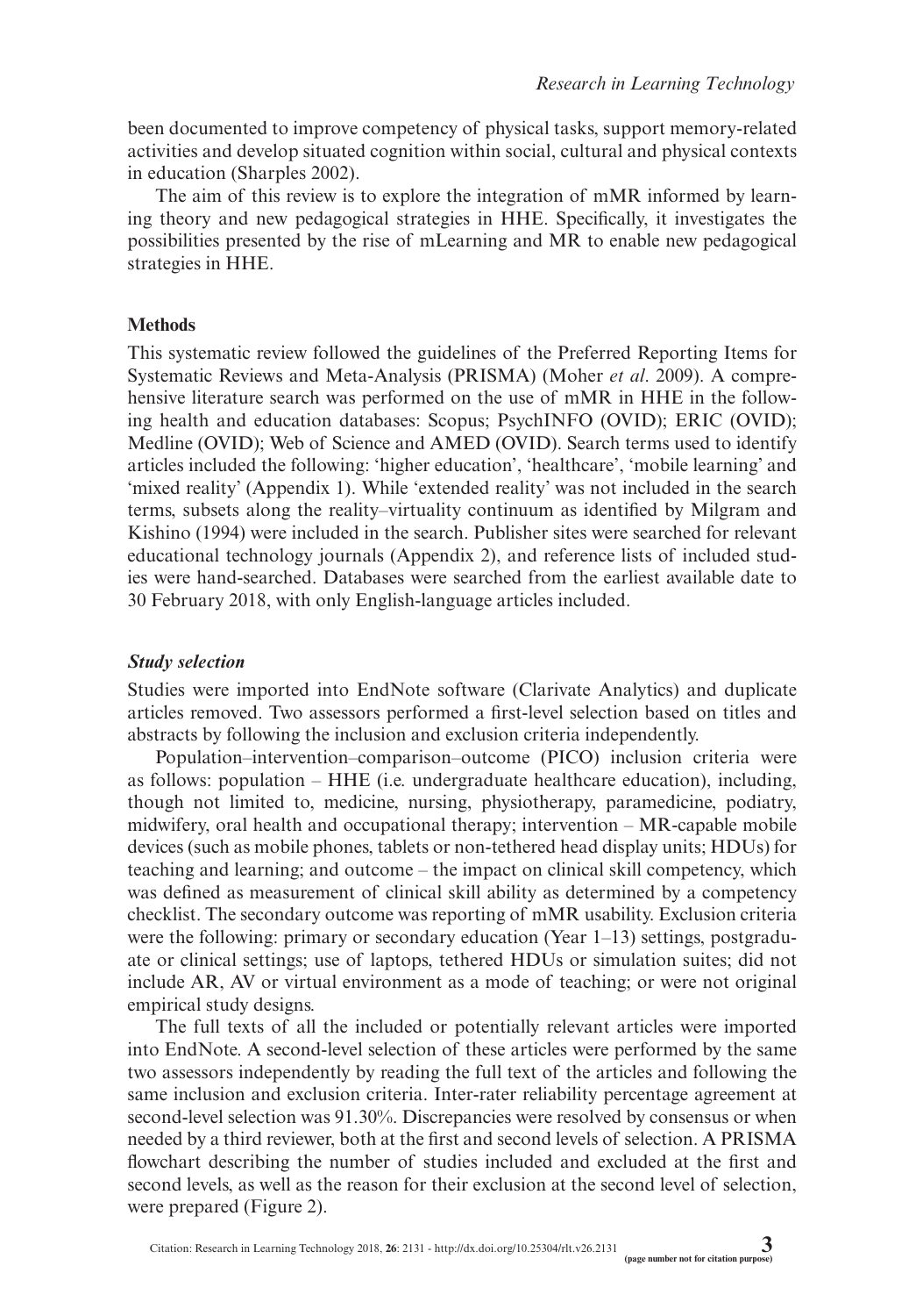been documented to improve competency of physical tasks, support memory-related activities and develop situated cognition within social, cultural and physical contexts in education (Sharples 2002).

The aim of this review is to explore the integration of mMR informed by learning theory and new pedagogical strategies in HHE. Specifically, it investigates the possibilities presented by the rise of mLearning and MR to enable new pedagogical strategies in HHE.

## Methods

This systematic review followed the guidelines of the Preferred Reporting Items for Systematic Reviews and Meta-Analysis (PRISMA) (Moher *et al*. 2009). A comprehensive literature search was performed on the use of mMR in HHE in the following health and education databases: Scopus; PsychINFO (OVID); ERIC (OVID); Medline (OVID); Web of Science and AMED (OVID). Search terms used to identify articles included the following: 'higher education', 'healthcare', 'mobile learning' and 'mixed reality' (Appendix 1). While 'extended reality' was not included in the search terms, subsets along the reality–virtuality continuum as identified by Milgram and Kishino (1994) were included in the search. Publisher sites were searched for relevant educational technology journals (Appendix 2), and reference lists of included studies were hand-searched. Databases were searched from the earliest available date to 30 February 2018, with only English-language articles included.

### *Study selection*

Studies were imported into EndNote software (Clarivate Analytics) and duplicate articles removed. Two assessors performed a first-level selection based on titles and abstracts by following the inclusion and exclusion criteria independently.

Population–intervention–comparison–outcome (PICO) inclusion criteria were as follows: population – HHE (i.e. undergraduate healthcare education), including, though not limited to, medicine, nursing, physiotherapy, paramedicine, podiatry, midwifery, oral health and occupational therapy; intervention – MR-capable mobile devices (such as mobile phones, tablets or non-tethered head display units; HDUs) for teaching and learning; and outcome – the impact on clinical skill competency, which was defined as measurement of clinical skill ability as determined by a competency checklist. The secondary outcome was reporting of mMR usability. Exclusion criteria were the following: primary or secondary education (Year 1–13) settings, postgraduate or clinical settings; use of laptops, tethered HDUs or simulation suites; did not include AR, AV or virtual environment as a mode of teaching; or were not original empirical study designs.

The full texts of all the included or potentially relevant articles were imported into EndNote. A second-level selection of these articles were performed by the same two assessors independently by reading the full text of the articles and following the same inclusion and exclusion criteria. Inter-rater reliability percentage agreement at second-level selection was 91.30%. Discrepancies were resolved by consensus or when needed by a third reviewer, both at the first and second levels of selection. A PRISMA flowchart describing the number of studies included and excluded at the first and second levels, as well as the reason for their exclusion at the second level of selection, were prepared (Figure 2).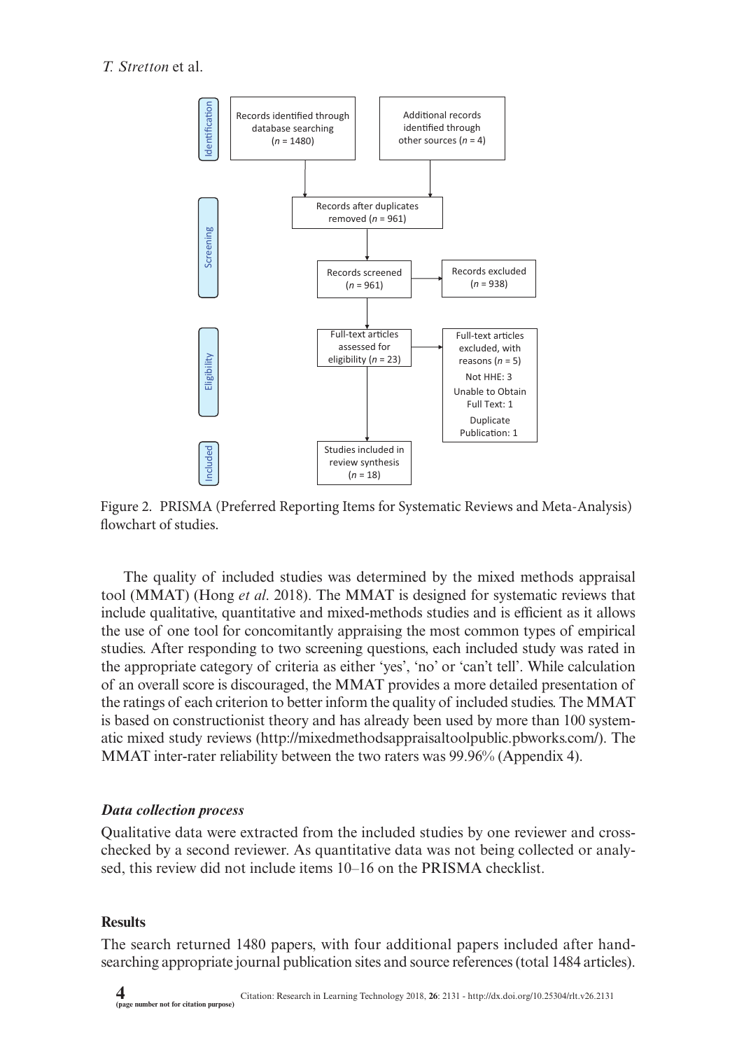Identification

Records identified through database searching ($n$ = 1480)

Additional records identified through other sources ($n$ = 4)

Screening

Records after duplicates removed ($n$ = 961)

Records screened ($n$ = 961)

Records excluded ($n$ = 938)

Eligibility

Full-text articles assessed for eligibility ($n$ = 23)

Full-text articles excluded, with reasons ($n$ = 5)
Not HHE: 3
Unable to Obtain Full Text: 1
Duplicate Publication: 1

Included

Studies included in review synthesis ($n$ = 18)

Figure 2. PRISMA (Preferred Reporting Items for Systematic Reviews and Meta-Analysis) flowchart of studies.

The quality of included studies was determined by the mixed methods appraisal tool (MMAT) (Hong *et al*. 2018). The MMAT is designed for systematic reviews that include qualitative, quantitative and mixed-methods studies and is efficient as it allows the use of one tool for concomitantly appraising the most common types of empirical studies. After responding to two screening questions, each included study was rated in the appropriate category of criteria as either 'yes', 'no' or 'can't tell'. While calculation of an overall score is discouraged, the MMAT provides a more detailed presentation of the ratings of each criterion to better inform the quality of included studies. The MMAT is based on constructionist theory and has already been used by more than 100 systematic mixed study reviews (http://mixedmethodsappraisaltoolpublic.pbworks.com/). The MMAT inter-rater reliability between the two raters was 99.96% (Appendix 4).

### *Data collection process*

Qualitative data were extracted from the included studies by one reviewer and cross-checked by a second reviewer. As quantitative data was not being collected or analysed, this review did not include items 10–16 on the PRISMA checklist.

## Results

The search returned 1480 papers, with four additional papers included after hand-searching appropriate journal publication sites and source references (total 1484 articles).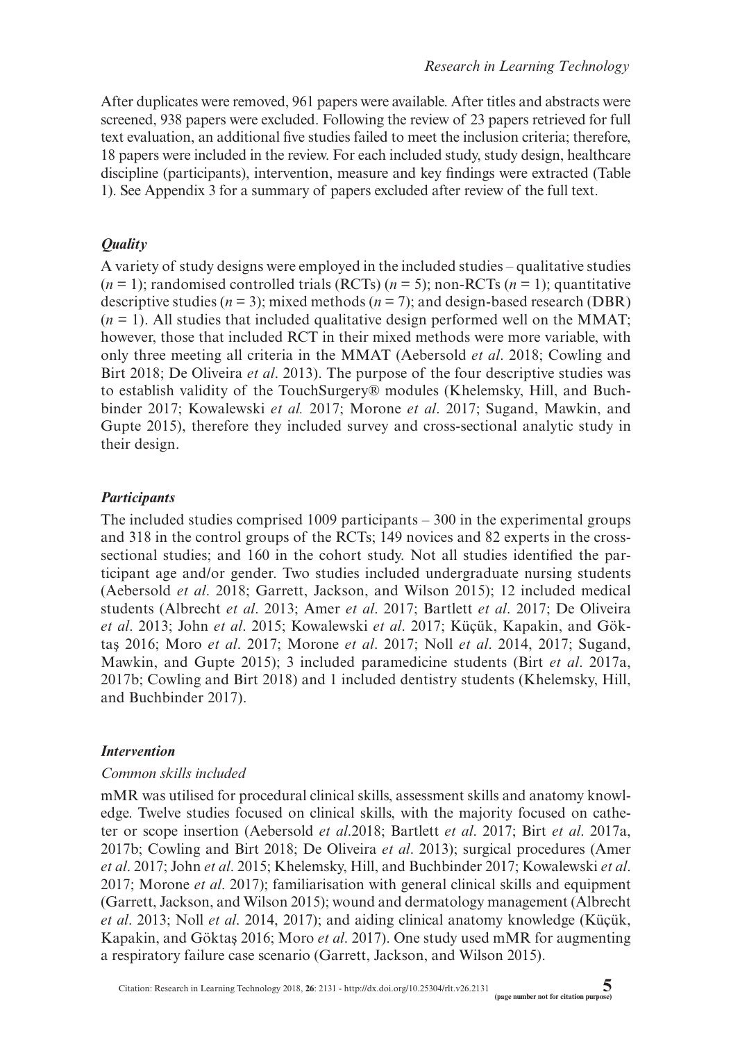After duplicates were removed, 961 papers were available. After titles and abstracts were screened, 938 papers were excluded. Following the review of 23 papers retrieved for full text evaluation, an additional five studies failed to meet the inclusion criteria; therefore, 18 papers were included in the review. For each included study, study design, healthcare discipline (participants), intervention, measure and key findings were extracted (Table 1). See Appendix 3 for a summary of papers excluded after review of the full text.

### *Quality*

A variety of study designs were employed in the included studies – qualitative studies ($n = 1$); randomised controlled trials (RCTs) ($n = 5$); non-RCTs ($n = 1$); quantitative descriptive studies ($n = 3$); mixed methods ($n = 7$); and design-based research (DBR) ($n = 1$). All studies that included qualitative design performed well on the MMAT; however, those that included RCT in their mixed methods were more variable, with only three meeting all criteria in the MMAT (Aebersold *et al*. 2018; Cowling and Birt 2018; De Oliveira *et al*. 2013). The purpose of the four descriptive studies was to establish validity of the TouchSurgery® modules (Khelemsky, Hill, and Buchbinder 2017; Kowalewski *et al.* 2017; Morone *et al*. 2017; Sugand, Mawkin, and Gupte 2015), therefore they included survey and cross-sectional analytic study in their design.

### *Participants*

The included studies comprised 1009 participants – 300 in the experimental groups and 318 in the control groups of the RCTs; 149 novices and 82 experts in the cross-sectional studies; and 160 in the cohort study. Not all studies identified the participant age and/or gender. Two studies included undergraduate nursing students (Aebersold *et al*. 2018; Garrett, Jackson, and Wilson 2015); 12 included medical students (Albrecht *et al*. 2013; Amer *et al*. 2017; Bartlett *et al*. 2017; De Oliveira *et al*. 2013; John *et al*. 2015; Kowalewski *et al*. 2017; Küçük, Kapakin, and Göktaş 2016; Moro *et al*. 2017; Morone *et al*. 2017; Noll *et al*. 2014, 2017; Sugand, Mawkin, and Gupte 2015); 3 included paramedicine students (Birt *et al*. 2017a, 2017b; Cowling and Birt 2018) and 1 included dentistry students (Khelemsky, Hill, and Buchbinder 2017).

### *Intervention*

*Common skills included*

mMR was utilised for procedural clinical skills, assessment skills and anatomy knowledge. Twelve studies focused on clinical skills, with the majority focused on catheter or scope insertion (Aebersold *et al*.2018; Bartlett *et al*. 2017; Birt *et al*. 2017a, 2017b; Cowling and Birt 2018; De Oliveira *et al*. 2013); surgical procedures (Amer *et al*. 2017; John *et al*. 2015; Khelemsky, Hill, and Buchbinder 2017; Kowalewski *et al*. 2017; Morone *et al*. 2017); familiarisation with general clinical skills and equipment (Garrett, Jackson, and Wilson 2015); wound and dermatology management (Albrecht *et al*. 2013; Noll *et al*. 2014, 2017); and aiding clinical anatomy knowledge (Küçük, Kapakin, and Göktaş 2016; Moro *et al*. 2017). One study used mMR for augmenting a respiratory failure case scenario (Garrett, Jackson, and Wilson 2015).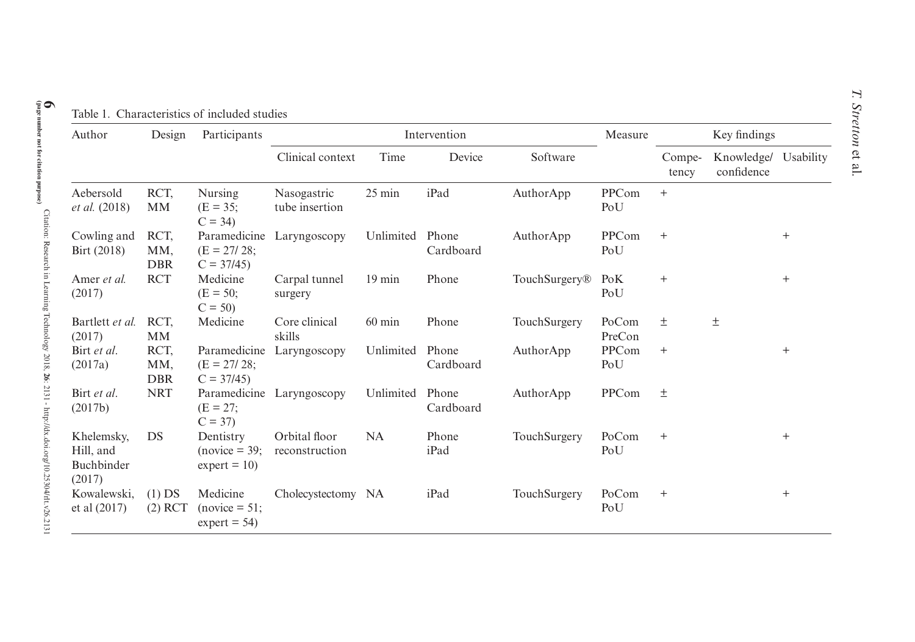Table 1. Characteristics of included studies

| Author | Design | Participants | Intervention | | | | Measure | Key findings | | |
|---|---|---|---|---|---|---|---|---|---|---|
| | | | Clinical context | Time | Device | Software | | Competency | Knowledge/ confidence | Usability |
| Aebersold *et al.* (2018) | RCT, MM | Nursing (E = 35; C = 34) | Nasogastric tube insertion | 25 min | iPad | AuthorApp | PPCom PoU | + | | |
| Cowling and Birt (2018) | RCT, MM, DBR | Paramedicine (E = 27/ 28; C = 37/45) | Laryngoscopy | Unlimited | Phone Cardboard | AuthorApp | PPCom PoU | + | | + |
| Amer *et al.* (2017) | RCT | Medicine (E = 50; C = 50) | Carpal tunnel surgery | 19 min | Phone | TouchSurgery® | PoK PoU | + | | + |
| Bartlett *et al.* (2017) | RCT, MM | Medicine | Core clinical skills | 60 min | Phone | TouchSurgery | PoCom PreCon | ± | ± | |
| Birt *et al.* (2017a) | RCT, MM, DBR | Paramedicine (E = 27/ 28; C = 37/45) | Laryngoscopy | Unlimited | Phone Cardboard | AuthorApp | PPCom PoU | + | | + |
| Birt *et al.* (2017b) | NRT | Paramedicine (E = 27; C = 37) | Laryngoscopy | Unlimited | Phone Cardboard | AuthorApp | PPCom | ± | | |
| Khelemsky, Hill, and Buchbinder (2017) | DS | Dentistry (novice = 39; expert = 10) | Orbital floor reconstruction | NA | Phone iPad | TouchSurgery | PoCom PoU | + | | + |
| Kowalewski, et al (2017) | (1) DS (2) RCT | Medicine (novice = 51; expert = 54) | Cholecystectomy | NA | iPad | TouchSurgery | PoCom PoU | + | | + |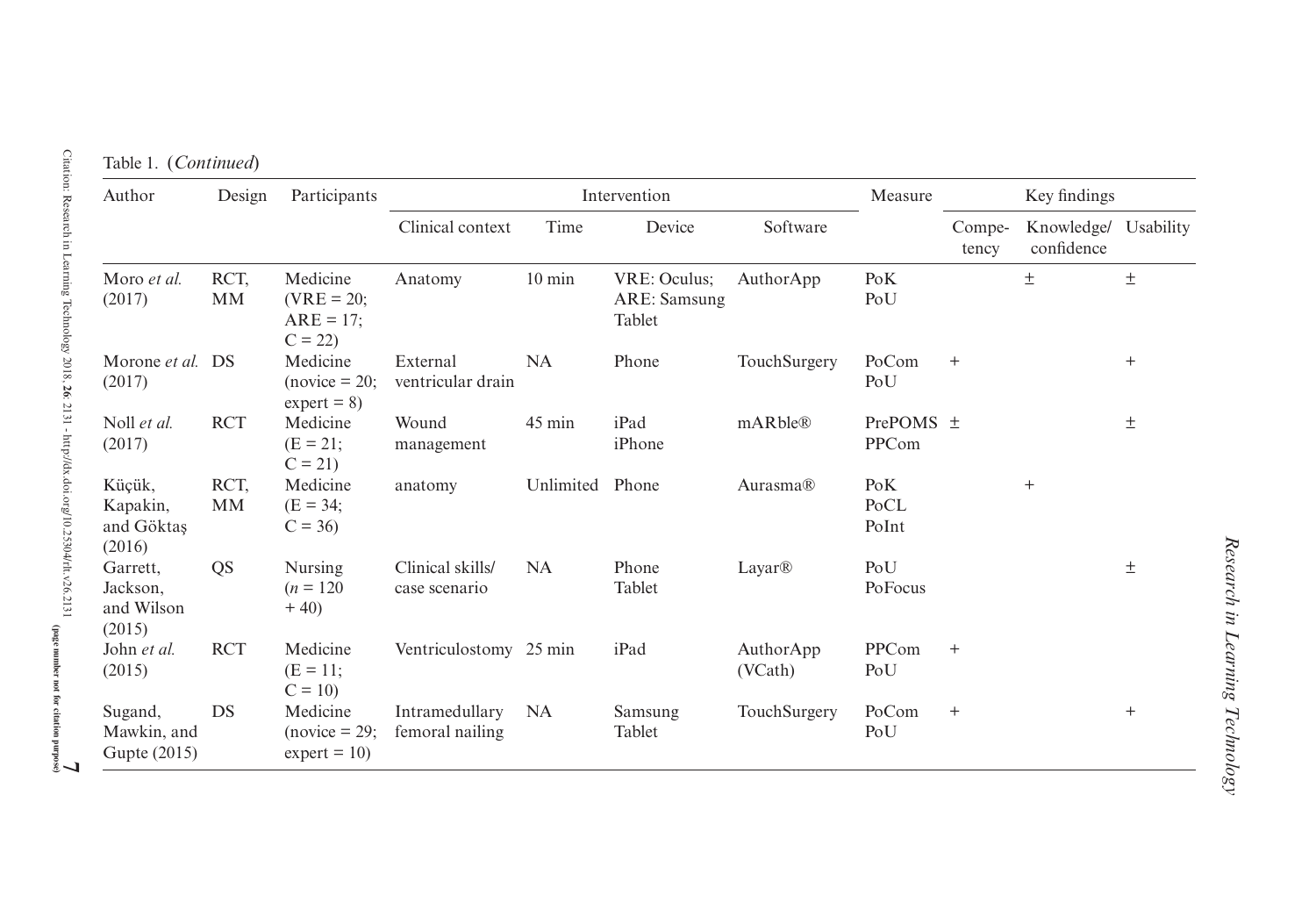Table 1. (*Continued*)

| Author | Design | Participants | Intervention | | | | Measure | Key findings | | |
|---|---|---|---|---|---|---|---|---|---|---|
| | | | Clinical context | Time | Device | Software | | Compe-tency | Knowledge/ confidence | Usability |
| Moro *et al.* (2017) | RCT, MM | Medicine (VRE = 20; ARE = 17; C = 22) | Anatomy | 10 min | VRE: Oculus; ARE: Samsung Tablet | AuthorApp | PoK PoU | | ± | ± |
| Morone *et al.* (2017) | DS | Medicine (novice = 20; expert = 8) | External ventricular drain | NA | Phone | TouchSurgery | PoCom PoU | + | | + |
| Noll *et al.* (2017) | RCT | Medicine (E = 21; C = 21) | Wound management | 45 min | iPad iPhone | mARble® | PrePOMS PPCom | ± | | ± |
| Küçük, Kapakin, and Göktaş (2016) | RCT, MM | Medicine (E = 34; C = 36) | anatomy | Unlimited | Phone | Aurasma® | PoK PoCL PoInt | | + | |
| Garrett, Jackson, and Wilson (2015) | QS | Nursing (*n* = 120 + 40) | Clinical skills/ case scenario | NA | Phone Tablet | Layar® | PoU PoFocus | | | ± |
| John *et al.* (2015) | RCT | Medicine (E = 11; C = 10) | Ventriculostomy | 25 min | iPad | AuthorApp (VCath) | PPCom PoU | + | | |
| Sugand, Mawkin, and Gupte (2015) | DS | Medicine (novice = 29; expert = 10) | Intramedullary femoral nailing | NA | Samsung Tablet | TouchSurgery | PoCom PoU | + | | + |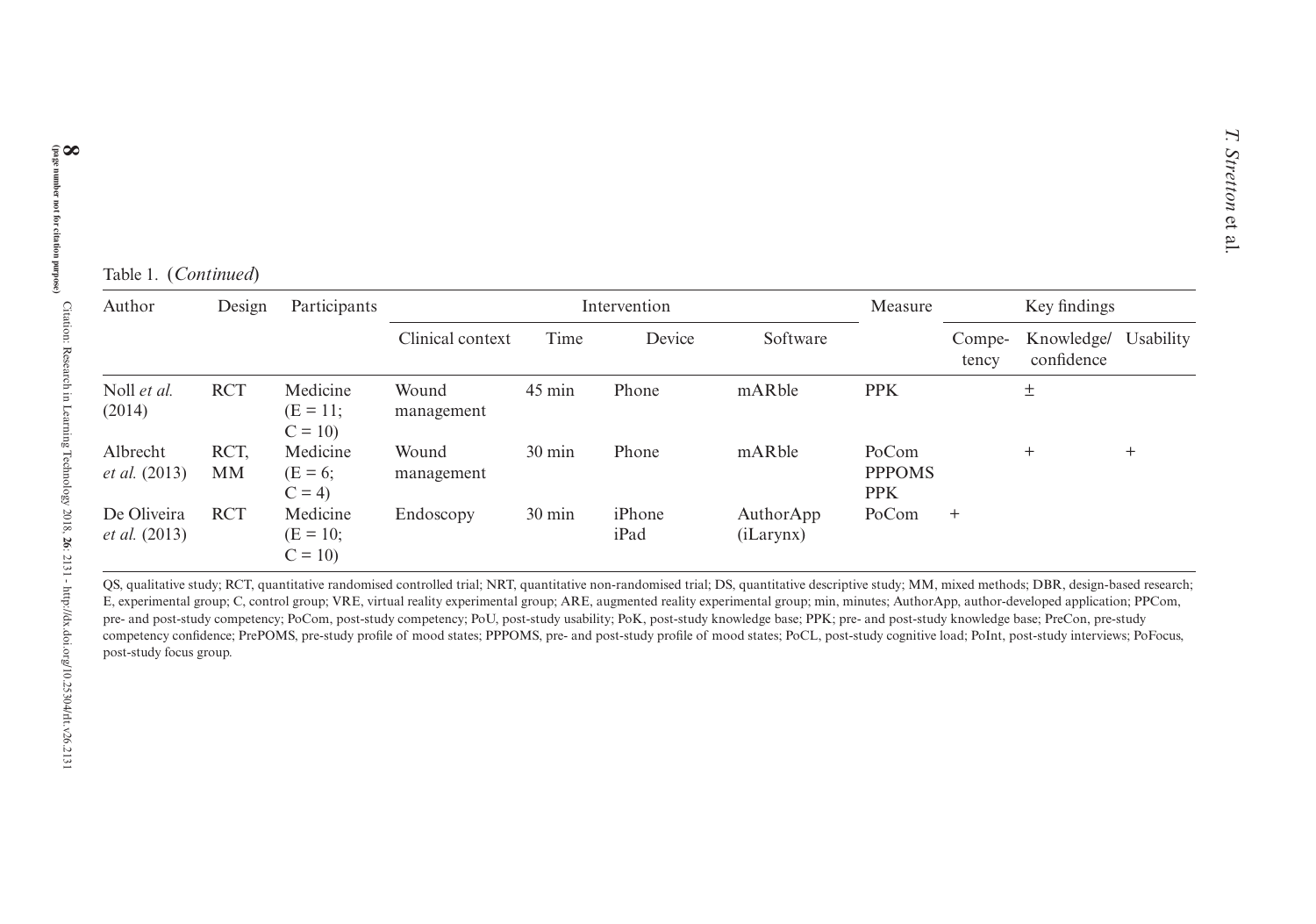Table 1. (*Continued*)

| Author | Design | Participants | Intervention | | | | Measure | Key findings | | |
|---|---|---|---|---|---|---|---|---|---|---|
| | | | Clinical context | Time | Device | Software | | Compe-tency | Knowledge/ confidence | Usability |
| Noll *et al.* (2014) | RCT | Medicine (E = 11; C = 10) | Wound management | 45 min | Phone | mARble | PPK | | ± | |
| Albrecht *et al.* (2013) | RCT, MM | Medicine (E = 6; C = 4) | Wound management | 30 min | Phone | mARble | PoCom PPPOMS PPK | | + | + |
| De Oliveira *et al.* (2013) | RCT | Medicine (E = 10; C = 10) | Endoscopy | 30 min | iPhone iPad | AuthorApp (iLarynx) | PoCom | + | | |

QS, qualitative study; RCT, quantitative randomised controlled trial; NRT, quantitative non-randomised trial; DS, quantitative descriptive study; MM, mixed methods; DBR, design-based research; E, experimental group; C, control group; VRE, virtual reality experimental group; ARE, augmented reality experimental group; min, minutes; AuthorApp, author-developed application; PPCom, pre- and post-study competency; PoCom, post-study competency; PoU, post-study usability; PoK, post-study knowledge base; PPK; pre- and post-study knowledge base; PreCon, pre-study competency confidence; PrePOMS, pre-study profile of mood states; PPPOMS, pre- and post-study profile of mood states; PoCL, post-study cognitive load; PoInt, post-study interviews; PoFocus, post-study focus group.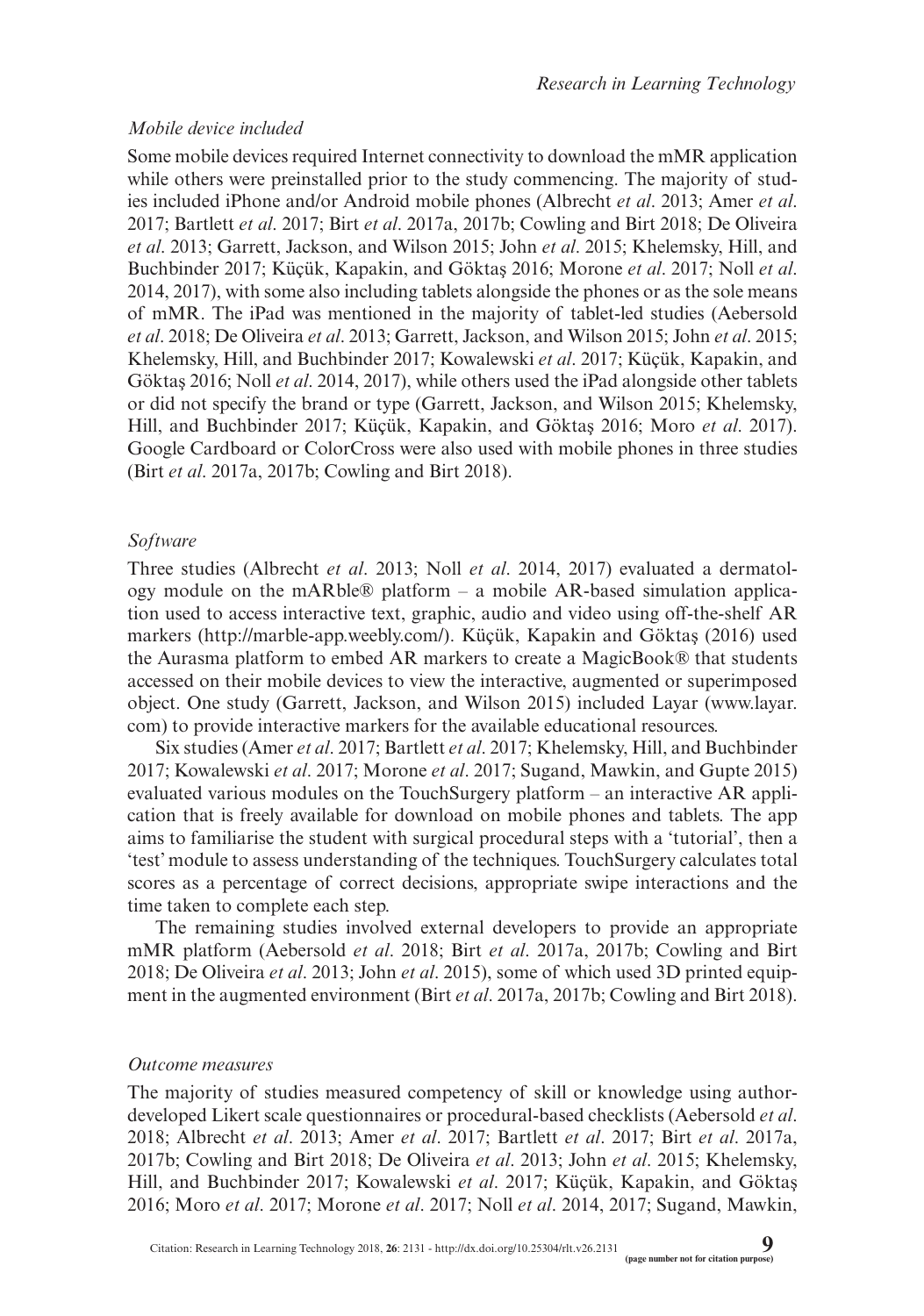*Mobile device included*

Some mobile devices required Internet connectivity to download the mMR application while others were preinstalled prior to the study commencing. The majority of studies included iPhone and/or Android mobile phones (Albrecht *et al*. 2013; Amer *et al*. 2017; Bartlett *et al*. 2017; Birt *et al*. 2017a, 2017b; Cowling and Birt 2018; De Oliveira *et al*. 2013; Garrett, Jackson, and Wilson 2015; John *et al*. 2015; Khelemsky, Hill, and Buchbinder 2017; Küçük, Kapakin, and Göktaş 2016; Morone *et al*. 2017; Noll *et al*. 2014, 2017), with some also including tablets alongside the phones or as the sole means of mMR. The iPad was mentioned in the majority of tablet-led studies (Aebersold *et al*. 2018; De Oliveira *et al*. 2013; Garrett, Jackson, and Wilson 2015; John *et al*. 2015; Khelemsky, Hill, and Buchbinder 2017; Kowalewski *et al*. 2017; Küçük, Kapakin, and Göktaş 2016; Noll *et al*. 2014, 2017), while others used the iPad alongside other tablets or did not specify the brand or type (Garrett, Jackson, and Wilson 2015; Khelemsky, Hill, and Buchbinder 2017; Küçük, Kapakin, and Göktaş 2016; Moro *et al*. 2017). Google Cardboard or ColorCross were also used with mobile phones in three studies (Birt *et al*. 2017a, 2017b; Cowling and Birt 2018).

*Software*

Three studies (Albrecht *et al*. 2013; Noll *et al*. 2014, 2017) evaluated a dermatology module on the mARble® platform – a mobile AR-based simulation application used to access interactive text, graphic, audio and video using off-the-shelf AR markers (http://marble-app.weebly.com/). Küçük, Kapakin and Göktaş (2016) used the Aurasma platform to embed AR markers to create a MagicBook® that students accessed on their mobile devices to view the interactive, augmented or superimposed object. One study (Garrett, Jackson, and Wilson 2015) included Layar (www.layar.com) to provide interactive markers for the available educational resources.

Six studies (Amer *et al*. 2017; Bartlett *et al*. 2017; Khelemsky, Hill, and Buchbinder 2017; Kowalewski *et al*. 2017; Morone *et al*. 2017; Sugand, Mawkin, and Gupte 2015) evaluated various modules on the TouchSurgery platform – an interactive AR application that is freely available for download on mobile phones and tablets. The app aims to familiarise the student with surgical procedural steps with a 'tutorial', then a 'test' module to assess understanding of the techniques. TouchSurgery calculates total scores as a percentage of correct decisions, appropriate swipe interactions and the time taken to complete each step.

The remaining studies involved external developers to provide an appropriate mMR platform (Aebersold *et al*. 2018; Birt *et al*. 2017a, 2017b; Cowling and Birt 2018; De Oliveira *et al*. 2013; John *et al*. 2015), some of which used 3D printed equipment in the augmented environment (Birt *et al*. 2017a, 2017b; Cowling and Birt 2018).

*Outcome measures*

The majority of studies measured competency of skill or knowledge using author-developed Likert scale questionnaires or procedural-based checklists (Aebersold *et al*. 2018; Albrecht *et al*. 2013; Amer *et al*. 2017; Bartlett *et al*. 2017; Birt *et al*. 2017a, 2017b; Cowling and Birt 2018; De Oliveira *et al*. 2013; John *et al*. 2015; Khelemsky, Hill, and Buchbinder 2017; Kowalewski *et al*. 2017; Küçük, Kapakin, and Göktaş 2016; Moro *et al*. 2017; Morone *et al*. 2017; Noll *et al*. 2014, 2017; Sugand, Mawkin,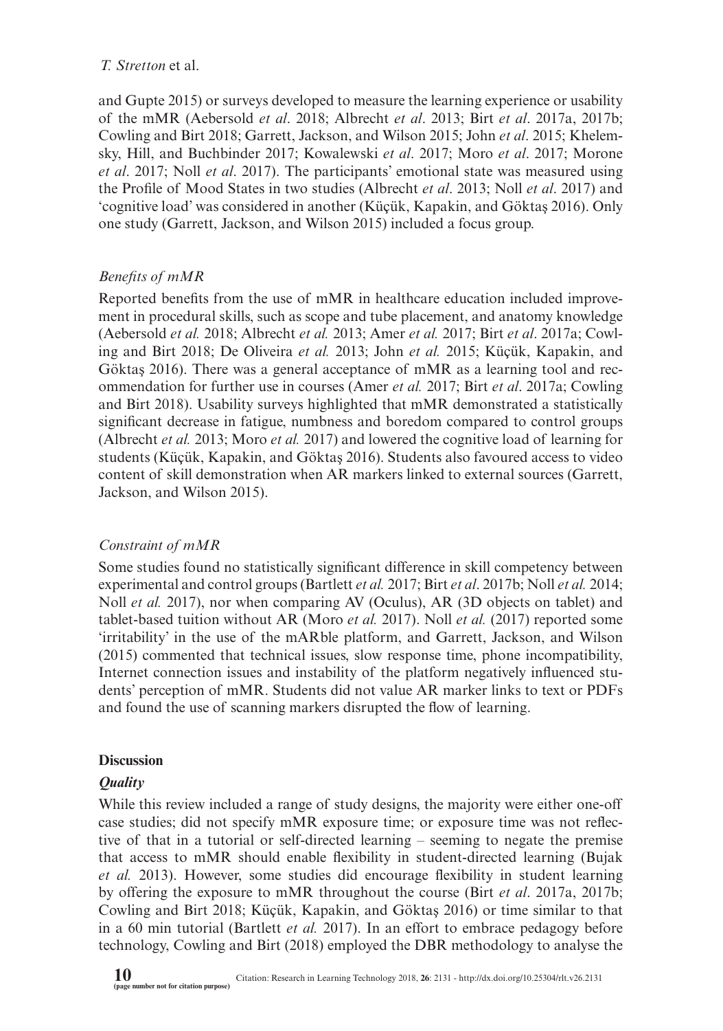and Gupte 2015) or surveys developed to measure the learning experience or usability of the mMR (Aebersold *et al*. 2018; Albrecht *et al*. 2013; Birt *et al*. 2017a, 2017b; Cowling and Birt 2018; Garrett, Jackson, and Wilson 2015; John *et al*. 2015; Khelemsky, Hill, and Buchbinder 2017; Kowalewski *et al*. 2017; Moro *et al*. 2017; Morone *et al*. 2017; Noll *et al*. 2017). The participants' emotional state was measured using the Profile of Mood States in two studies (Albrecht *et al*. 2013; Noll *et al*. 2017) and 'cognitive load' was considered in another (Küçük, Kapakin, and Göktaş 2016). Only one study (Garrett, Jackson, and Wilson 2015) included a focus group.

### *Benefits of mMR*

Reported benefits from the use of mMR in healthcare education included improvement in procedural skills, such as scope and tube placement, and anatomy knowledge (Aebersold *et al.* 2018; Albrecht *et al.* 2013; Amer *et al.* 2017; Birt *et al*. 2017a; Cowling and Birt 2018; De Oliveira *et al.* 2013; John *et al.* 2015; Küçük, Kapakin, and Göktaş 2016). There was a general acceptance of mMR as a learning tool and recommendation for further use in courses (Amer *et al.* 2017; Birt *et al*. 2017a; Cowling and Birt 2018). Usability surveys highlighted that mMR demonstrated a statistically significant decrease in fatigue, numbness and boredom compared to control groups (Albrecht *et al.* 2013; Moro *et al.* 2017) and lowered the cognitive load of learning for students (Küçük, Kapakin, and Göktaş 2016). Students also favoured access to video content of skill demonstration when AR markers linked to external sources (Garrett, Jackson, and Wilson 2015).

### *Constraint of mMR*

Some studies found no statistically significant difference in skill competency between experimental and control groups (Bartlett *et al.* 2017; Birt *et al*. 2017b; Noll *et al.* 2014; Noll *et al.* 2017), nor when comparing AV (Oculus), AR (3D objects on tablet) and tablet-based tuition without AR (Moro *et al.* 2017). Noll *et al.* (2017) reported some 'irritability' in the use of the mARble platform, and Garrett, Jackson, and Wilson (2015) commented that technical issues, slow response time, phone incompatibility, Internet connection issues and instability of the platform negatively influenced students' perception of mMR. Students did not value AR marker links to text or PDFs and found the use of scanning markers disrupted the flow of learning.

## **Discussion**

### ***Quality***

While this review included a range of study designs, the majority were either one-off case studies; did not specify mMR exposure time; or exposure time was not reflective of that in a tutorial or self-directed learning – seeming to negate the premise that access to mMR should enable flexibility in student-directed learning (Bujak *et al.* 2013). However, some studies did encourage flexibility in student learning by offering the exposure to mMR throughout the course (Birt *et al*. 2017a, 2017b; Cowling and Birt 2018; Küçük, Kapakin, and Göktaş 2016) or time similar to that in a 60 min tutorial (Bartlett *et al.* 2017). In an effort to embrace pedagogy before technology, Cowling and Birt (2018) employed the DBR methodology to analyse the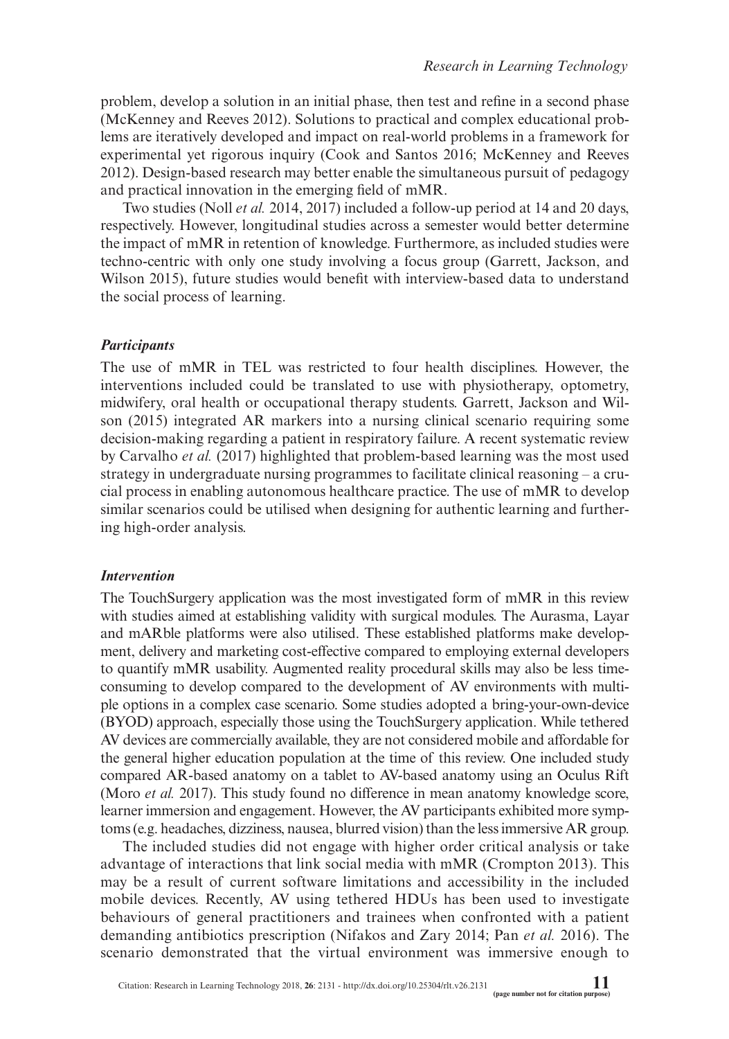problem, develop a solution in an initial phase, then test and refine in a second phase (McKenney and Reeves 2012). Solutions to practical and complex educational problems are iteratively developed and impact on real-world problems in a framework for experimental yet rigorous inquiry (Cook and Santos 2016; McKenney and Reeves 2012). Design-based research may better enable the simultaneous pursuit of pedagogy and practical innovation in the emerging field of mMR.

Two studies (Noll *et al.* 2014, 2017) included a follow-up period at 14 and 20 days, respectively. However, longitudinal studies across a semester would better determine the impact of mMR in retention of knowledge. Furthermore, as included studies were techno-centric with only one study involving a focus group (Garrett, Jackson, and Wilson 2015), future studies would benefit with interview-based data to understand the social process of learning.

### *Participants*

The use of mMR in TEL was restricted to four health disciplines. However, the interventions included could be translated to use with physiotherapy, optometry, midwifery, oral health or occupational therapy students. Garrett, Jackson and Wilson (2015) integrated AR markers into a nursing clinical scenario requiring some decision-making regarding a patient in respiratory failure. A recent systematic review by Carvalho *et al.* (2017) highlighted that problem-based learning was the most used strategy in undergraduate nursing programmes to facilitate clinical reasoning – a crucial process in enabling autonomous healthcare practice. The use of mMR to develop similar scenarios could be utilised when designing for authentic learning and furthering high-order analysis.

### *Intervention*

The TouchSurgery application was the most investigated form of mMR in this review with studies aimed at establishing validity with surgical modules. The Aurasma, Layar and mARble platforms were also utilised. These established platforms make development, delivery and marketing cost-effective compared to employing external developers to quantify mMR usability. Augmented reality procedural skills may also be less time-consuming to develop compared to the development of AV environments with multiple options in a complex case scenario. Some studies adopted a bring-your-own-device (BYOD) approach, especially those using the TouchSurgery application. While tethered AV devices are commercially available, they are not considered mobile and affordable for the general higher education population at the time of this review. One included study compared AR-based anatomy on a tablet to AV-based anatomy using an Oculus Rift (Moro *et al.* 2017). This study found no difference in mean anatomy knowledge score, learner immersion and engagement. However, the AV participants exhibited more symptoms (e.g. headaches, dizziness, nausea, blurred vision) than the less immersive AR group.

The included studies did not engage with higher order critical analysis or take advantage of interactions that link social media with mMR (Crompton 2013). This may be a result of current software limitations and accessibility in the included mobile devices. Recently, AV using tethered HDUs has been used to investigate behaviours of general practitioners and trainees when confronted with a patient demanding antibiotics prescription (Nifakos and Zary 2014; Pan *et al.* 2016). The scenario demonstrated that the virtual environment was immersive enough to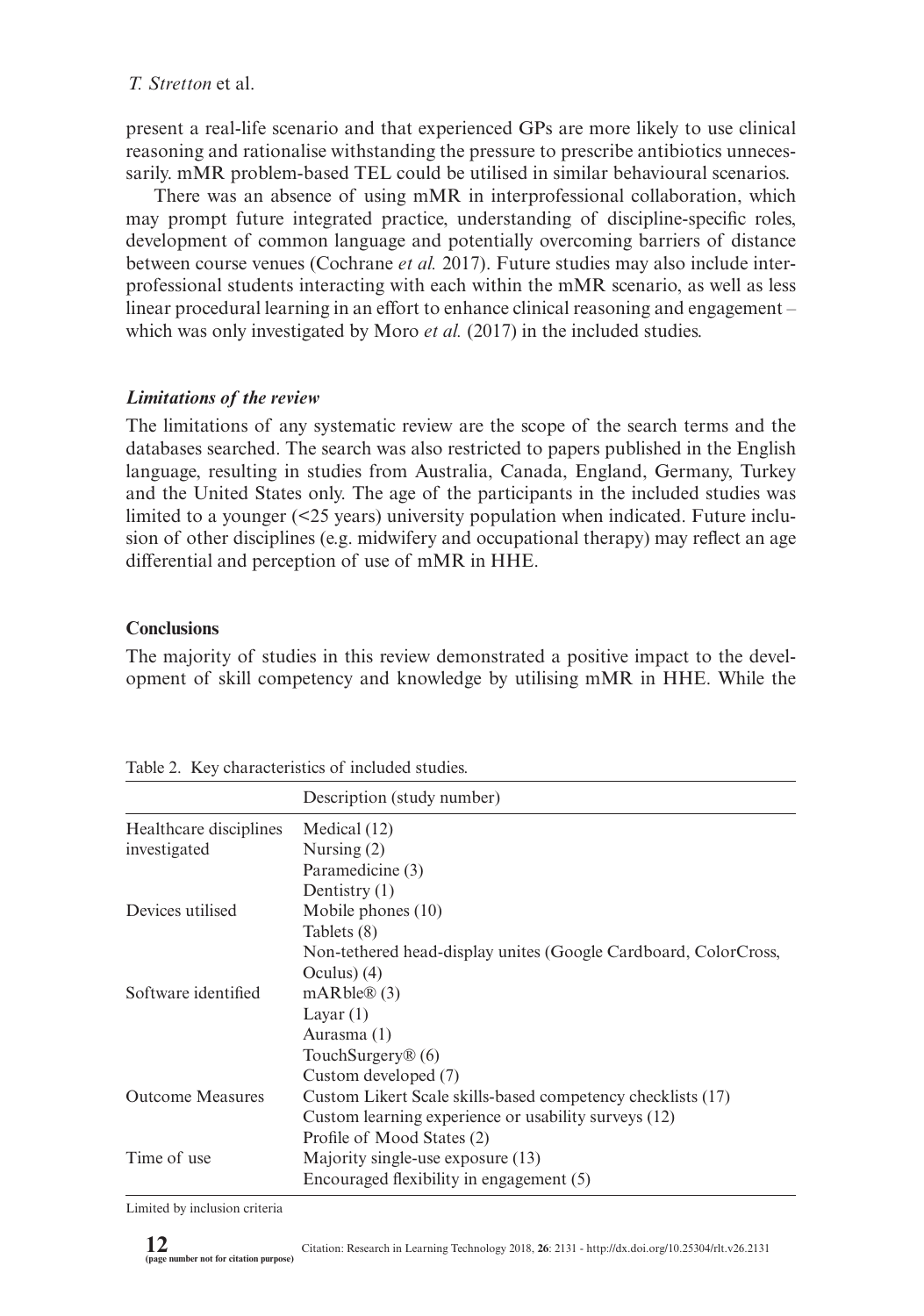present a real-life scenario and that experienced GPs are more likely to use clinical reasoning and rationalise withstanding the pressure to prescribe antibiotics unnecessarily. mMR problem-based TEL could be utilised in similar behavioural scenarios.

There was an absence of using mMR in interprofessional collaboration, which may prompt future integrated practice, understanding of discipline-specific roles, development of common language and potentially overcoming barriers of distance between course venues (Cochrane *et al.* 2017). Future studies may also include interprofessional students interacting with each within the mMR scenario, as well as less linear procedural learning in an effort to enhance clinical reasoning and engagement – which was only investigated by Moro *et al.* (2017) in the included studies.

### *Limitations of the review*

The limitations of any systematic review are the scope of the search terms and the databases searched. The search was also restricted to papers published in the English language, resulting in studies from Australia, Canada, England, Germany, Turkey and the United States only. The age of the participants in the included studies was limited to a younger (<25 years) university population when indicated. Future inclusion of other disciplines (e.g. midwifery and occupational therapy) may reflect an age differential and perception of use of mMR in HHE.

## Conclusions

The majority of studies in this review demonstrated a positive impact to the development of skill competency and knowledge by utilising mMR in HHE. While the

Table 2. Key characteristics of included studies.

| | Description (study number) |
|---|---|
| Healthcare disciplines investigated | Medical (12) |
| | Nursing (2) |
| | Paramedicine (3) |
| | Dentistry (1) |
| Devices utilised | Mobile phones (10) |
| | Tablets (8) |
| | Non-tethered head-display unites (Google Cardboard, ColorCross, Oculus) (4) |
| Software identified | mARble® (3) |
| | Layar (1) |
| | Aurasma (1) |
| | TouchSurgery® (6) |
| | Custom developed (7) |
| Outcome Measures | Custom Likert Scale skills-based competency checklists (17) |
| | Custom learning experience or usability surveys (12) |
| | Profile of Mood States (2) |
| Time of use | Majority single-use exposure (13) |
| | Encouraged flexibility in engagement (5) |

Limited by inclusion criteria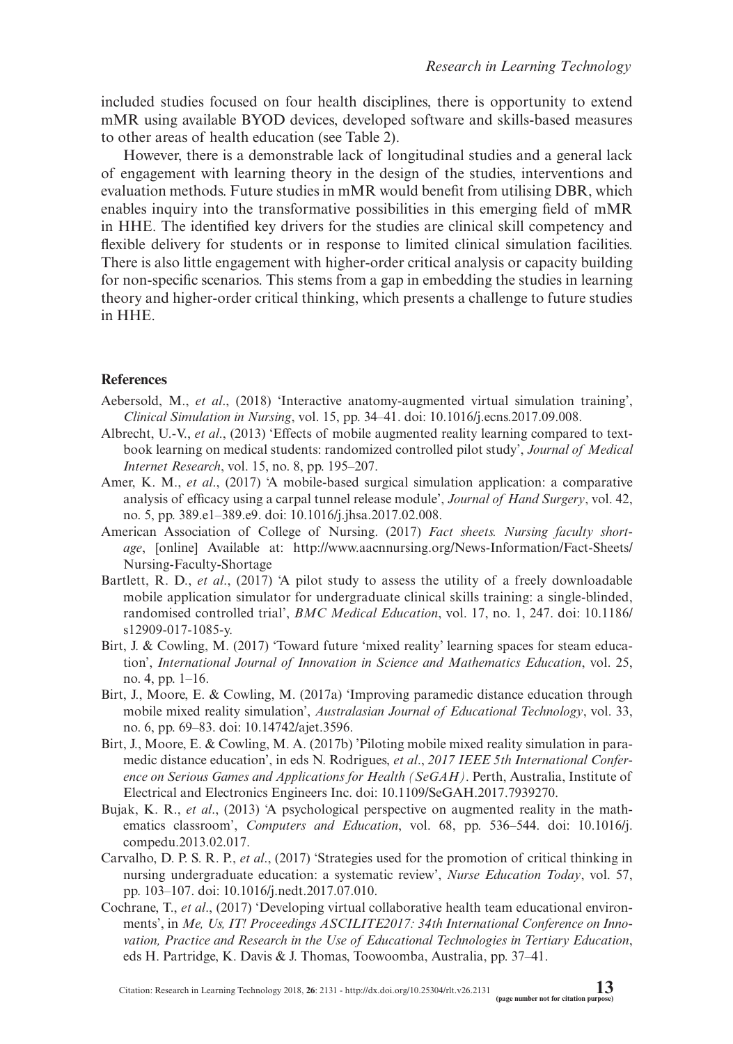included studies focused on four health disciplines, there is opportunity to extend mMR using available BYOD devices, developed software and skills-based measures to other areas of health education (see Table 2).

However, there is a demonstrable lack of longitudinal studies and a general lack of engagement with learning theory in the design of the studies, interventions and evaluation methods. Future studies in mMR would benefit from utilising DBR, which enables inquiry into the transformative possibilities in this emerging field of mMR in HHE. The identified key drivers for the studies are clinical skill competency and flexible delivery for students or in response to limited clinical simulation facilities. There is also little engagement with higher-order critical analysis or capacity building for non-specific scenarios. This stems from a gap in embedding the studies in learning theory and higher-order critical thinking, which presents a challenge to future studies in HHE.

## References

Aebersold, M., *et al*., (2018) 'Interactive anatomy-augmented virtual simulation training', *Clinical Simulation in Nursing*, vol. 15, pp. 34–41. doi: 10.1016/j.ecns.2017.09.008.

Albrecht, U.-V., *et al*., (2013) 'Effects of mobile augmented reality learning compared to textbook learning on medical students: randomized controlled pilot study', *Journal of Medical Internet Research*, vol. 15, no. 8, pp. 195–207.

Amer, K. M., *et al*., (2017) 'A mobile-based surgical simulation application: a comparative analysis of efficacy using a carpal tunnel release module', *Journal of Hand Surgery*, vol. 42, no. 5, pp. 389.e1–389.e9. doi: 10.1016/j.jhsa.2017.02.008.

American Association of College of Nursing. (2017) *Fact sheets. Nursing faculty shortage*, [online] Available at: http://www.aacnnursing.org/News-Information/Fact-Sheets/Nursing-Faculty-Shortage

Bartlett, R. D., *et al*., (2017) 'A pilot study to assess the utility of a freely downloadable mobile application simulator for undergraduate clinical skills training: a single-blinded, randomised controlled trial', *BMC Medical Education*, vol. 17, no. 1, 247. doi: 10.1186/s12909-017-1085-y.

Birt, J. & Cowling, M. (2017) 'Toward future 'mixed reality' learning spaces for steam education', *International Journal of Innovation in Science and Mathematics Education*, vol. 25, no. 4, pp. 1–16.

Birt, J., Moore, E. & Cowling, M. (2017a) 'Improving paramedic distance education through mobile mixed reality simulation', *Australasian Journal of Educational Technology*, vol. 33, no. 6, pp. 69–83. doi: 10.14742/ajet.3596.

Birt, J., Moore, E. & Cowling, M. A. (2017b) 'Piloting mobile mixed reality simulation in paramedic distance education', in eds N. Rodrigues, *et al*., *2017 IEEE 5th International Conference on Serious Games and Applications for Health (SeGAH)*. Perth, Australia, Institute of Electrical and Electronics Engineers Inc. doi: 10.1109/SeGAH.2017.7939270.

Bujak, K. R., *et al*., (2013) 'A psychological perspective on augmented reality in the mathematics classroom', *Computers and Education*, vol. 68, pp. 536–544. doi: 10.1016/j.compedu.2013.02.017.

Carvalho, D. P. S. R. P., *et al*., (2017) 'Strategies used for the promotion of critical thinking in nursing undergraduate education: a systematic review', *Nurse Education Today*, vol. 57, pp. 103–107. doi: 10.1016/j.nedt.2017.07.010.

Cochrane, T., *et al*., (2017) 'Developing virtual collaborative health team educational environments', in *Me, Us, IT! Proceedings ASCILITE2017: 34th International Conference on Innovation, Practice and Research in the Use of Educational Technologies in Tertiary Education*, eds H. Partridge, K. Davis & J. Thomas, Toowoomba, Australia, pp. 37–41.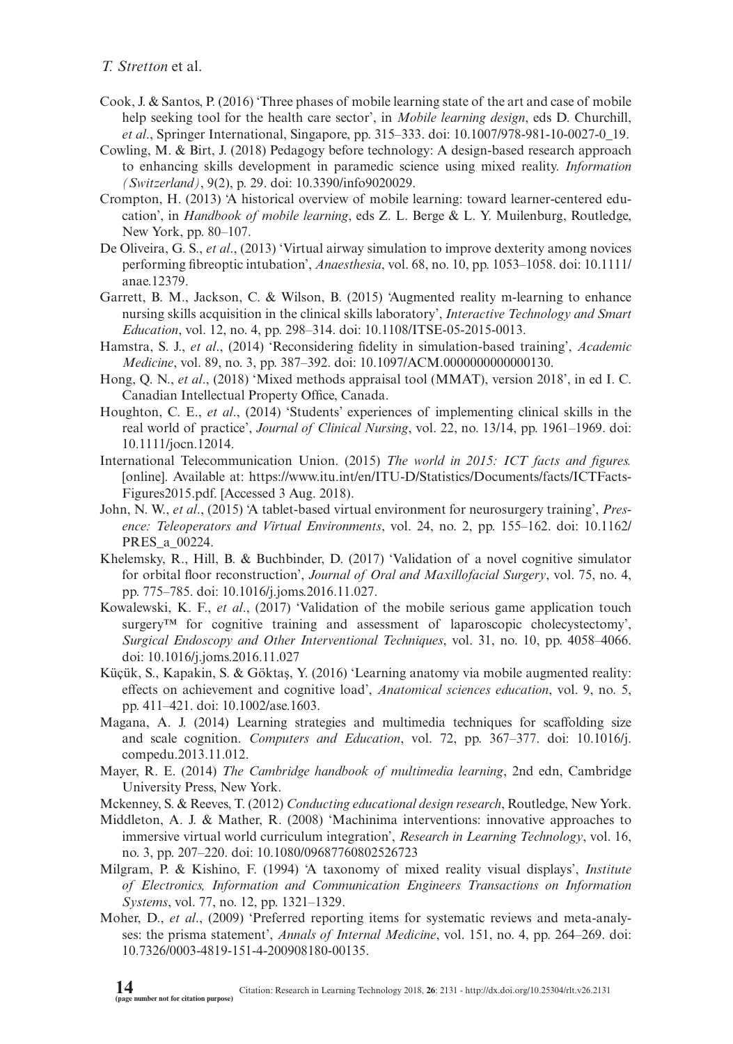Cook, J. & Santos, P. (2016) 'Three phases of mobile learning state of the art and case of mobile help seeking tool for the health care sector', in *Mobile learning design*, eds D. Churchill, *et al*., Springer International, Singapore, pp. 315–333. doi: 10.1007/978-981-10-0027-0_19.

Cowling, M. & Birt, J. (2018) Pedagogy before technology: A design-based research approach to enhancing skills development in paramedic science using mixed reality. *Information (Switzerland)*, 9(2), p. 29. doi: 10.3390/info9020029.

Crompton, H. (2013) 'A historical overview of mobile learning: toward learner-centered education', in *Handbook of mobile learning*, eds Z. L. Berge & L. Y. Muilenburg, Routledge, New York, pp. 80–107.

De Oliveira, G. S., *et al*., (2013) 'Virtual airway simulation to improve dexterity among novices performing fibreoptic intubation', *Anaesthesia*, vol. 68, no. 10, pp. 1053–1058. doi: 10.1111/anae.12379.

Garrett, B. M., Jackson, C. & Wilson, B. (2015) 'Augmented reality m-learning to enhance nursing skills acquisition in the clinical skills laboratory', *Interactive Technology and Smart Education*, vol. 12, no. 4, pp. 298–314. doi: 10.1108/ITSE-05-2015-0013.

Hamstra, S. J., *et al*., (2014) 'Reconsidering fidelity in simulation-based training', *Academic Medicine*, vol. 89, no. 3, pp. 387–392. doi: 10.1097/ACM.0000000000000130.

Hong, Q. N., *et al*., (2018) 'Mixed methods appraisal tool (MMAT), version 2018', in ed I. C. Canadian Intellectual Property Office, Canada.

Houghton, C. E., *et al*., (2014) 'Students' experiences of implementing clinical skills in the real world of practice', *Journal of Clinical Nursing*, vol. 22, no. 13/14, pp. 1961–1969. doi: 10.1111/jocn.12014.

International Telecommunication Union. (2015) *The world in 2015: ICT facts and figures.* [online]. Available at: https://www.itu.int/en/ITU-D/Statistics/Documents/facts/ICTFacts-Figures2015.pdf. [Accessed 3 Aug. 2018).

John, N. W., *et al*., (2015) 'A tablet-based virtual environment for neurosurgery training', *Presence: Teleoperators and Virtual Environments*, vol. 24, no. 2, pp. 155–162. doi: 10.1162/PRES_a_00224.

Khelemsky, R., Hill, B. & Buchbinder, D. (2017) 'Validation of a novel cognitive simulator for orbital floor reconstruction', *Journal of Oral and Maxillofacial Surgery*, vol. 75, no. 4, pp. 775–785. doi: 10.1016/j.joms.2016.11.027.

Kowalewski, K. F., *et al*., (2017) 'Validation of the mobile serious game application touch surgery™ for cognitive training and assessment of laparoscopic cholecystectomy', *Surgical Endoscopy and Other Interventional Techniques*, vol. 31, no. 10, pp. 4058–4066. doi: 10.1016/j.joms.2016.11.027

Küçük, S., Kapakin, S. & Göktaş, Y. (2016) 'Learning anatomy via mobile augmented reality: effects on achievement and cognitive load', *Anatomical sciences education*, vol. 9, no. 5, pp. 411–421. doi: 10.1002/ase.1603.

Magana, A. J. (2014) Learning strategies and multimedia techniques for scaffolding size and scale cognition. *Computers and Education*, vol. 72, pp. 367–377. doi: 10.1016/j.compedu.2013.11.012.

Mayer, R. E. (2014) *The Cambridge handbook of multimedia learning*, 2nd edn, Cambridge University Press, New York.

Mckenney, S. & Reeves, T. (2012) *Conducting educational design research*, Routledge, New York.

Middleton, A. J. & Mather, R. (2008) 'Machinima interventions: innovative approaches to immersive virtual world curriculum integration', *Research in Learning Technology*, vol. 16, no. 3, pp. 207–220. doi: 10.1080/09687760802526723

Milgram, P. & Kishino, F. (1994) 'A taxonomy of mixed reality visual displays', *Institute of Electronics, Information and Communication Engineers Transactions on Information Systems*, vol. 77, no. 12, pp. 1321–1329.

Moher, D., *et al*., (2009) 'Preferred reporting items for systematic reviews and meta-analyses: the prisma statement', *Annals of Internal Medicine*, vol. 151, no. 4, pp. 264–269. doi: 10.7326/0003-4819-151-4-200908180-00135.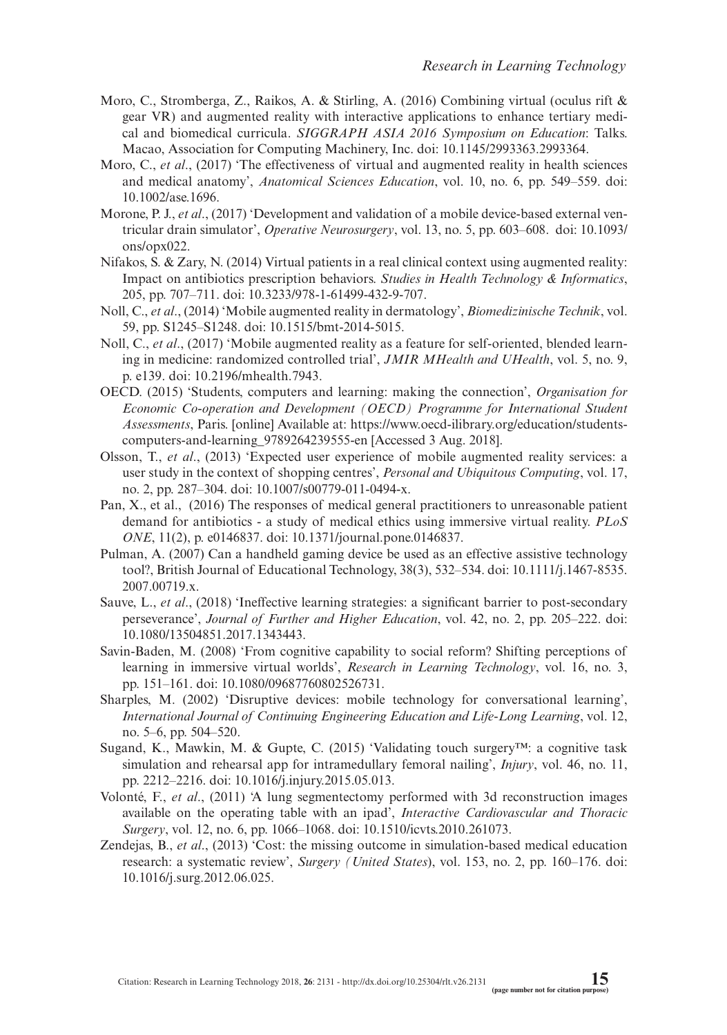Moro, C., Stromberga, Z., Raikos, A. & Stirling, A. (2016) Combining virtual (oculus rift & gear VR) and augmented reality with interactive applications to enhance tertiary medical and biomedical curricula. *SIGGRAPH ASIA 2016 Symposium on Education*: Talks. Macao, Association for Computing Machinery, Inc. doi: 10.1145/2993363.2993364.

Moro, C., *et al*., (2017) 'The effectiveness of virtual and augmented reality in health sciences and medical anatomy', *Anatomical Sciences Education*, vol. 10, no. 6, pp. 549–559. doi: 10.1002/ase.1696.

Morone, P. J., *et al*., (2017) 'Development and validation of a mobile device-based external ventricular drain simulator', *Operative Neurosurgery*, vol. 13, no. 5, pp. 603–608. doi: 10.1093/ons/opx022.

Nifakos, S. & Zary, N. (2014) Virtual patients in a real clinical context using augmented reality: Impact on antibiotics prescription behaviors. *Studies in Health Technology & Informatics*, 205, pp. 707–711. doi: 10.3233/978-1-61499-432-9-707.

Noll, C., *et al*., (2014) 'Mobile augmented reality in dermatology', *Biomedizinische Technik*, vol. 59, pp. S1245–S1248. doi: 10.1515/bmt-2014-5015.

Noll, C., *et al*., (2017) 'Mobile augmented reality as a feature for self-oriented, blended learning in medicine: randomized controlled trial', *JMIR MHealth and UHealth*, vol. 5, no. 9, p. e139. doi: 10.2196/mhealth.7943.

OECD. (2015) 'Students, computers and learning: making the connection', *Organisation for Economic Co-operation and Development (OECD) Programme for International Student Assessments*, Paris. [online] Available at: https://www.oecd-ilibrary.org/education/students-computers-and-learning_9789264239555-en [Accessed 3 Aug. 2018].

Olsson, T., *et al*., (2013) 'Expected user experience of mobile augmented reality services: a user study in the context of shopping centres', *Personal and Ubiquitous Computing*, vol. 17, no. 2, pp. 287–304. doi: 10.1007/s00779-011-0494-x.

Pan, X., et al., (2016) The responses of medical general practitioners to unreasonable patient demand for antibiotics - a study of medical ethics using immersive virtual reality. *PLoS ONE*, 11(2), p. e0146837. doi: 10.1371/journal.pone.0146837.

Pulman, A. (2007) Can a handheld gaming device be used as an effective assistive technology tool?, British Journal of Educational Technology, 38(3), 532–534. doi: 10.1111/j.1467-8535.2007.00719.x.

Sauve, L., *et al*., (2018) 'Ineffective learning strategies: a significant barrier to post-secondary perseverance', *Journal of Further and Higher Education*, vol. 42, no. 2, pp. 205–222. doi: 10.1080/13504851.2017.1343443.

Savin-Baden, M. (2008) 'From cognitive capability to social reform? Shifting perceptions of learning in immersive virtual worlds', *Research in Learning Technology*, vol. 16, no. 3, pp. 151–161. doi: 10.1080/09687760802526731.

Sharples, M. (2002) 'Disruptive devices: mobile technology for conversational learning', *International Journal of Continuing Engineering Education and Life-Long Learning*, vol. 12, no. 5–6, pp. 504–520.

Sugand, K., Mawkin, M. & Gupte, C. (2015) 'Validating touch surgery™: a cognitive task simulation and rehearsal app for intramedullary femoral nailing', *Injury*, vol. 46, no. 11, pp. 2212–2216. doi: 10.1016/j.injury.2015.05.013.

Volonté, F., *et al*., (2011) 'A lung segmentectomy performed with 3d reconstruction images available on the operating table with an ipad', *Interactive Cardiovascular and Thoracic Surgery*, vol. 12, no. 6, pp. 1066–1068. doi: 10.1510/icvts.2010.261073.

Zendejas, B., *et al*., (2013) 'Cost: the missing outcome in simulation-based medical education research: a systematic review', *Surgery (United States)*, vol. 153, no. 2, pp. 160–176. doi: 10.1016/j.surg.2012.06.025.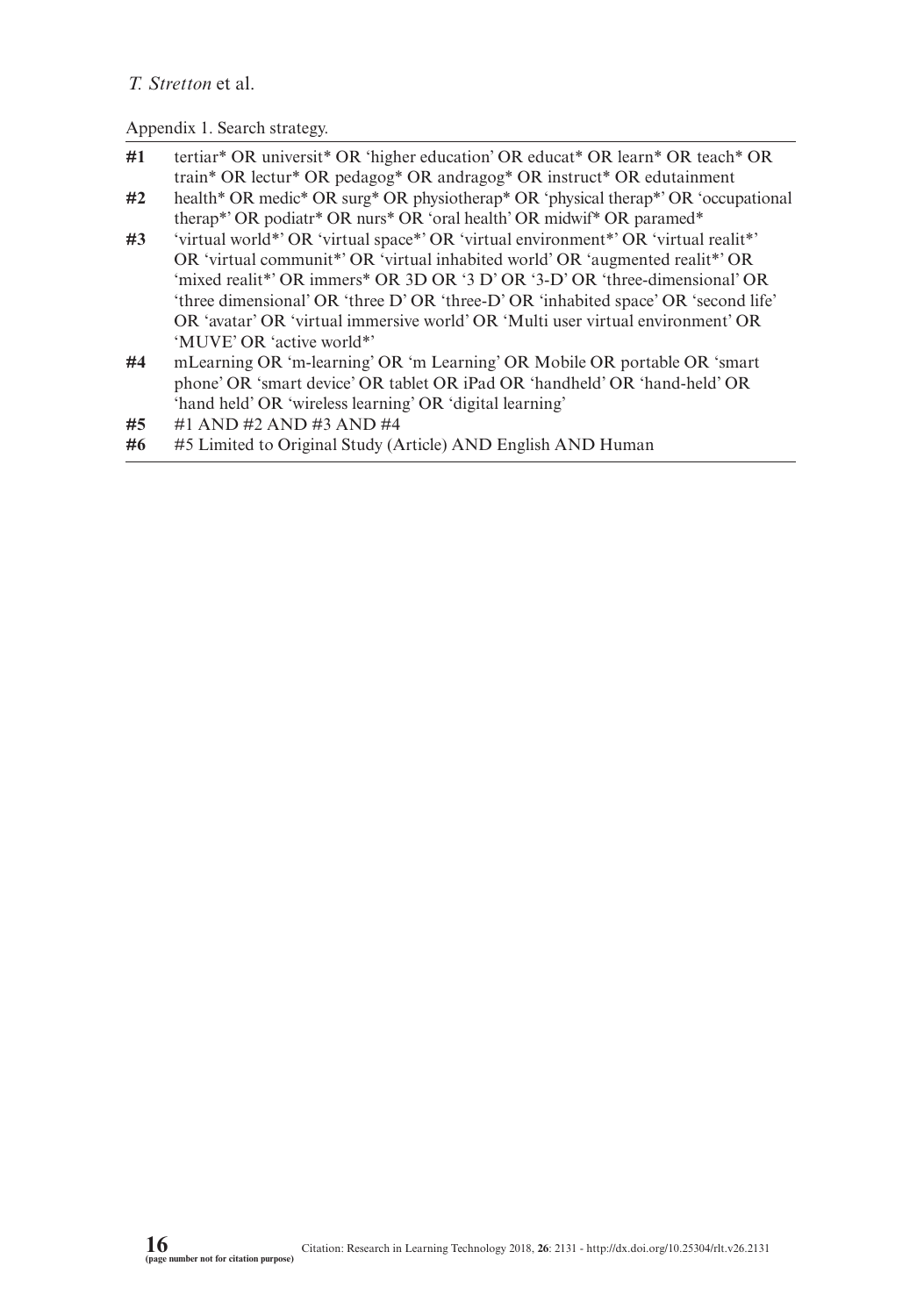Appendix 1. Search strategy.

| | |
|---|---|
| **#1** | tertiar* OR universit* OR 'higher education' OR educat* OR learn* OR teach* OR train* OR lectur* OR pedagog* OR andragog* OR instruct* OR edutainment |
| **#2** | health* OR medic* OR surg* OR physiotherap* OR 'physical therap*' OR 'occupational therap*' OR podiatr* OR nurs* OR 'oral health' OR midwif* OR paramed* |
| **#3** | 'virtual world*' OR 'virtual space*' OR 'virtual environment*' OR 'virtual realit*' OR 'virtual communit*' OR 'virtual inhabited world' OR 'augmented realit*' OR 'mixed realit*' OR immers* OR 3D OR '3 D' OR '3-D' OR 'three-dimensional' OR 'three dimensional' OR 'three D' OR 'three-D' OR 'inhabited space' OR 'second life' OR 'avatar' OR 'virtual immersive world' OR 'Multi user virtual environment' OR 'MUVE' OR 'active world*' |
| **#4** | mLearning OR 'm-learning' OR 'm Learning' OR Mobile OR portable OR 'smart phone' OR 'smart device' OR tablet OR iPad OR 'handheld' OR 'hand-held' OR 'hand held' OR 'wireless learning' OR 'digital learning' |
| **#5** | #1 AND #2 AND #3 AND #4 |
| **#6** | #5 Limited to Original Study (Article) AND English AND Human |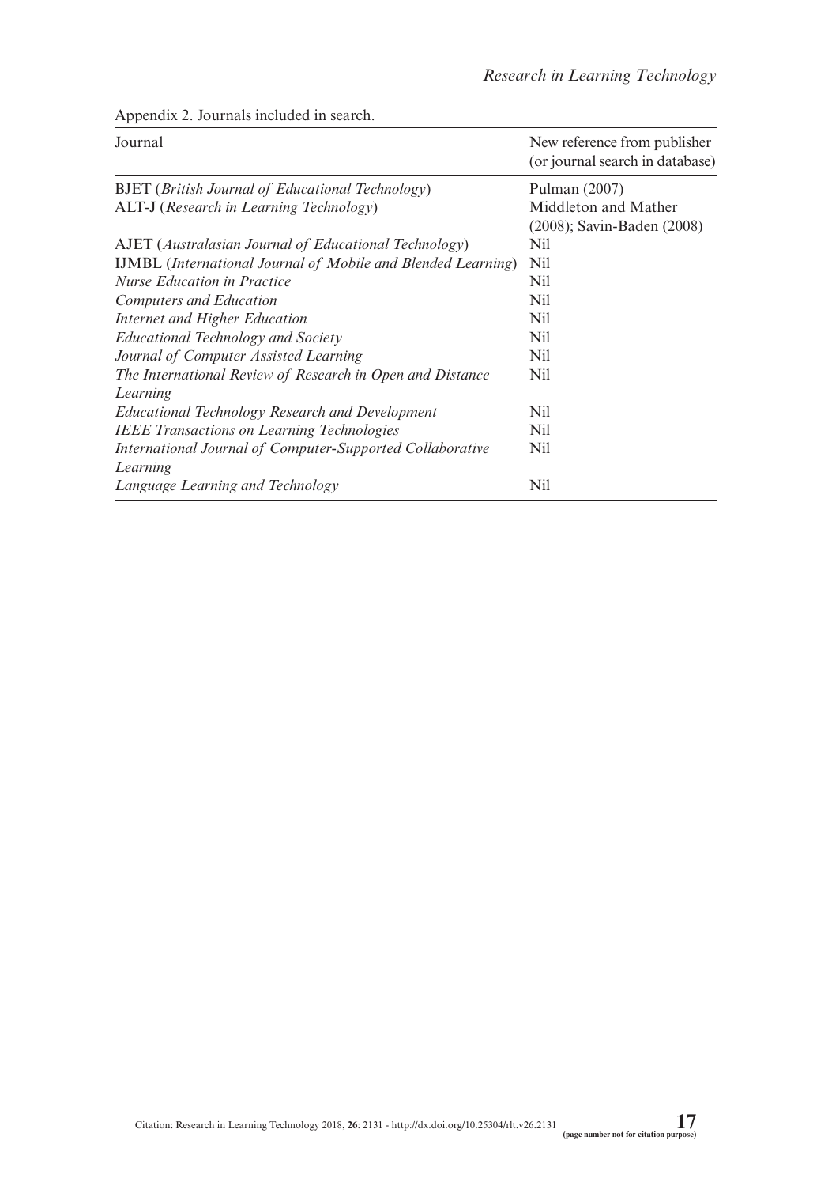Appendix 2. Journals included in search.

| Journal | New reference from publisher (or journal search in database) |
|---|---|
| BJET (*British Journal of Educational Technology*) | Pulman (2007) |
| ALT-J (*Research in Learning Technology*) | Middleton and Mather (2008); Savin-Baden (2008) |
| AJET (*Australasian Journal of Educational Technology*) | Nil |
| IJMBL (*International Journal of Mobile and Blended Learning*) | Nil |
| *Nurse Education in Practice* | Nil |
| *Computers and Education* | Nil |
| *Internet and Higher Education* | Nil |
| *Educational Technology and Society* | Nil |
| *Journal of Computer Assisted Learning* | Nil |
| *The International Review of Research in Open and Distance Learning* | Nil |
| *Educational Technology Research and Development* | Nil |
| *IEEE Transactions on Learning Technologies* | Nil |
| *International Journal of Computer-Supported Collaborative Learning* | Nil |
| *Language Learning and Technology* | Nil |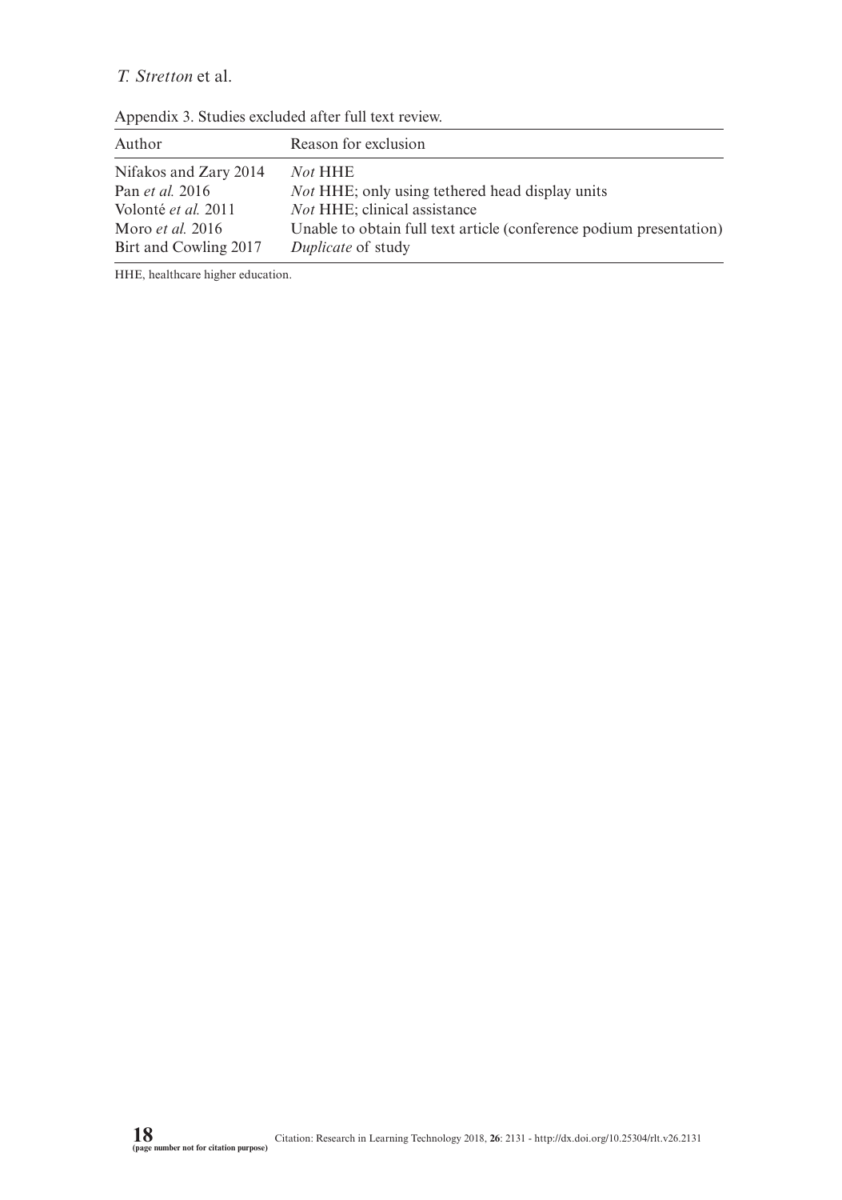Appendix 3. Studies excluded after full text review.

| Author | Reason for exclusion |
|---|---|
| Nifakos and Zary 2014 | *Not* HHE |
| Pan *et al.* 2016 | *Not* HHE; only using tethered head display units |
| Volonté *et al.* 2011 | *Not* HHE; clinical assistance |
| Moro *et al.* 2016 | Unable to obtain full text article (conference podium presentation) |
| Birt and Cowling 2017 | *Duplicate* of study |

HHE, healthcare higher education.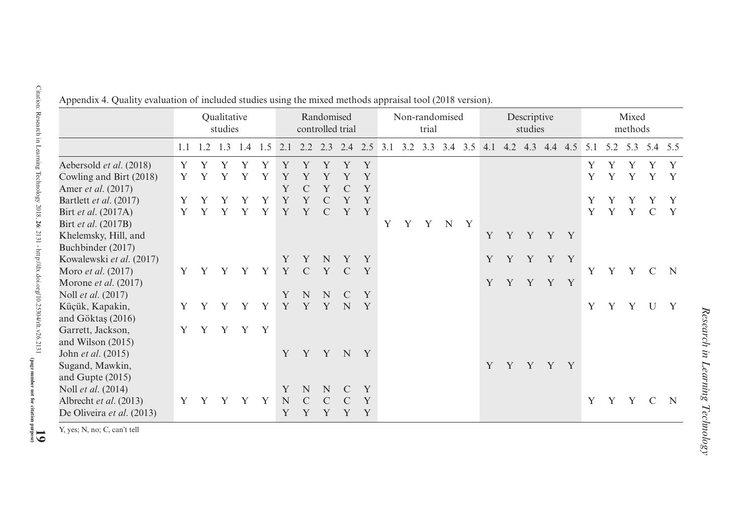Appendix 4. Quality evaluation of included studies using the mixed methods appraisal tool (2018 version).

| | Qualitative studies | | | | | Randomised controlled trial | | | | | Non-randomised trial | | | | | Descriptive studies | | | | | Mixed methods | | | | |
|---|---|---|---|---|---|---|---|---|---|---|---|---|---|---|---|---|---|---|---|---|---|---|---|---|---|
| | 1.1 | 1.2 | 1.3 | 1.4 | 1.5 | 2.1 | 2.2 | 2.3 | 2.4 | 2.5 | 3.1 | 3.2 | 3.3 | 3.4 | 3.5 | 4.1 | 4.2 | 4.3 | 4.4 | 4.5 | 5.1 | 5.2 | 5.3 | 5.4 | 5.5 |
| Aebersold *et al.* (2018) | Y | Y | Y | Y | Y | Y | Y | Y | Y | Y | | | | | | | | | | | Y | Y | Y | Y | Y |
| Cowling and Birt (2018) | Y | Y | Y | Y | Y | Y | Y | Y | Y | Y | | | | | | | | | | | Y | Y | Y | Y | Y |
| Amer *et al.* (2017) | | | | | | Y | C | Y | C | Y | | | | | | | | | | | | | | | |
| Bartlett *et al.* (2017) | Y | Y | Y | Y | Y | Y | Y | C | Y | Y | | | | | | | | | | | Y | Y | Y | Y | Y |
| Birt *et al.* (2017A) | Y | Y | Y | Y | Y | Y | Y | C | Y | Y | | | | | | | | | | | Y | Y | Y | C | Y |
| Birt *et al.* (2017B) | | | | | | | | | | | Y | Y | Y | N | Y | | | | | | | | | | |
| Khelemsky, Hill, and Buchbinder (2017) | | | | | | | | | | | | | | | | Y | Y | Y | Y | Y | | | | | |
| Kowalewski *et al.* (2017) | | | | | | Y | Y | N | Y | Y | | | | | | Y | Y | Y | Y | Y | | | | | |
| Moro *et al.* (2017) | Y | Y | Y | Y | Y | Y | C | Y | C | Y | | | | | | | | | | | Y | Y | Y | C | N |
| Morone *et al.* (2017) | | | | | | | | | | | | | | | | Y | Y | Y | Y | Y | | | | | |
| Noll *et al.* (2017) | | | | | | Y | N | N | C | Y | | | | | | | | | | | | | | | |
| Küçük, Kapakin, and Göktaş (2016) | Y | Y | Y | Y | Y | Y | Y | Y | N | Y | | | | | | | | | | | Y | Y | Y | U | Y |
| Garrett, Jackson, and Wilson (2015) | Y | Y | Y | Y | Y | | | | | | | | | | | | | | | | | | | | |
| John *et al.* (2015) | | | | | | Y | Y | Y | N | Y | | | | | | | | | | | | | | | |
| Sugand, Mawkin, and Gupte (2015) | | | | | | | | | | | | | | | | Y | Y | Y | Y | Y | | | | | |
| Noll *et al.* (2014) | | | | | | Y | N | N | C | Y | | | | | | | | | | | | | | | |
| Albrecht *et al.* (2013) | Y | Y | Y | Y | Y | N | C | C | C | Y | | | | | | | | | | | Y | Y | Y | C | N |
| De Oliveira *et al.* (2013) | | | | | | Y | Y | Y | Y | Y | | | | | | | | | | | | | | | |

Y, yes; N, no; C, can't tell